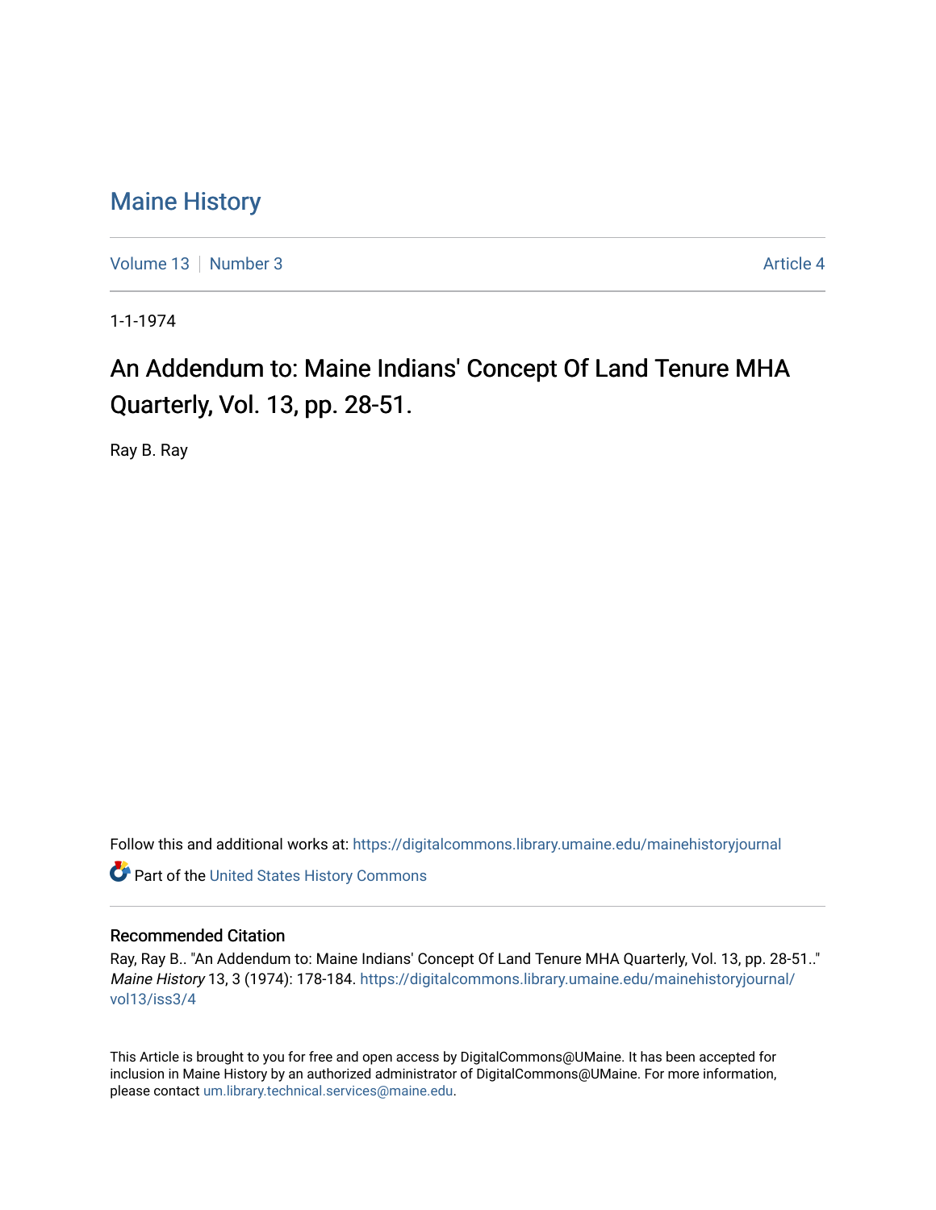# Maine History

Volume 13 | Number 3 Article 4

1-1-1974

## An Addendum to: Maine Indians' Concept Of Land Tenure MHA Quarterly, Vol. 13, pp. 28-51.

Ray B. Ray

Follow this and additional works at: https://digitalcommons.library.umaine.edu/mainehistoryjournal

Part of the United States History Commons

### Recommended Citation

Ray, Ray B.. "An Addendum to: Maine Indians' Concept Of Land Tenure MHA Quarterly, Vol. 13, pp. 28-51.." *Maine History* 13, 3 (1974): 178-184. https://digitalcommons.library.umaine.edu/mainehistoryjournal/vol13/iss3/4

This Article is brought to you for free and open access by DigitalCommons@UMaine. It has been accepted for inclusion in Maine History by an authorized administrator of DigitalCommons@UMaine. For more information, please contact um.library.technical.services@maine.edu.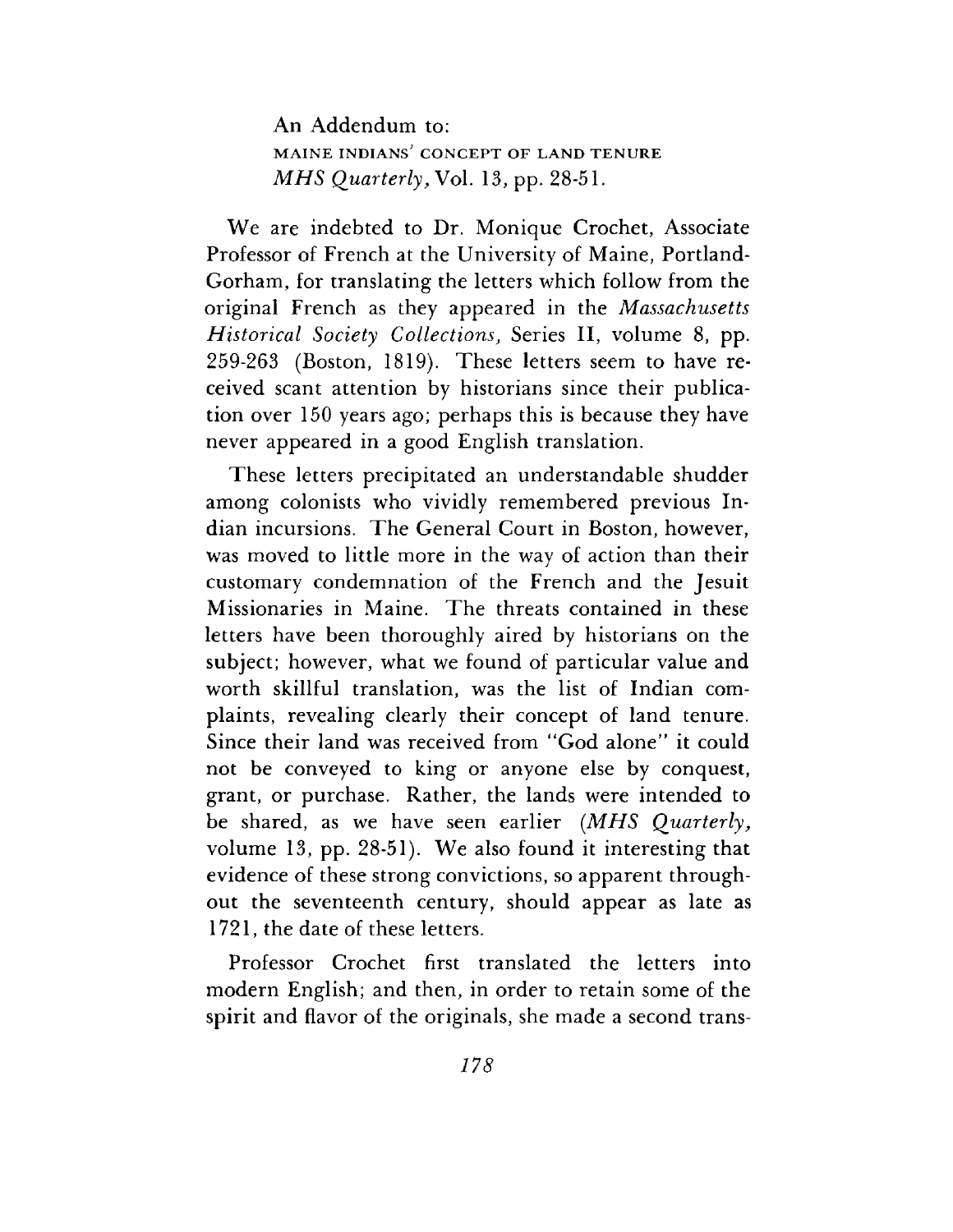An Addendum to:
MAINE INDIANS' CONCEPT OF LAND TENURE
*MHS Quarterly*, Vol. 13, pp. 28-51.

We are indebted to Dr. Monique Crochet, Associate Professor of French at the University of Maine, Portland-Gorham, for translating the letters which follow from the original French as they appeared in the *Massachusetts Historical Society Collections*, Series II, volume 8, pp. 259-263 (Boston, 1819). These letters seem to have received scant attention by historians since their publication over 150 years ago; perhaps this is because they have never appeared in a good English translation.

These letters precipitated an understandable shudder among colonists who vividly remembered previous Indian incursions. The General Court in Boston, however, was moved to little more in the way of action than their customary condemnation of the French and the Jesuit Missionaries in Maine. The threats contained in these letters have been thoroughly aired by historians on the subject; however, what we found of particular value and worth skillful translation, was the list of Indian complaints, revealing clearly their concept of land tenure. Since their land was received from "God alone" it could not be conveyed to king or anyone else by conquest, grant, or purchase. Rather, the lands were intended to be shared, as we have seen earlier (*MHS Quarterly*, volume 13, pp. 28-51). We also found it interesting that evidence of these strong convictions, so apparent throughout the seventeenth century, should appear as late as 1721, the date of these letters.

Professor Crochet first translated the letters into modern English; and then, in order to retain some of the spirit and flavor of the originals, she made a second trans-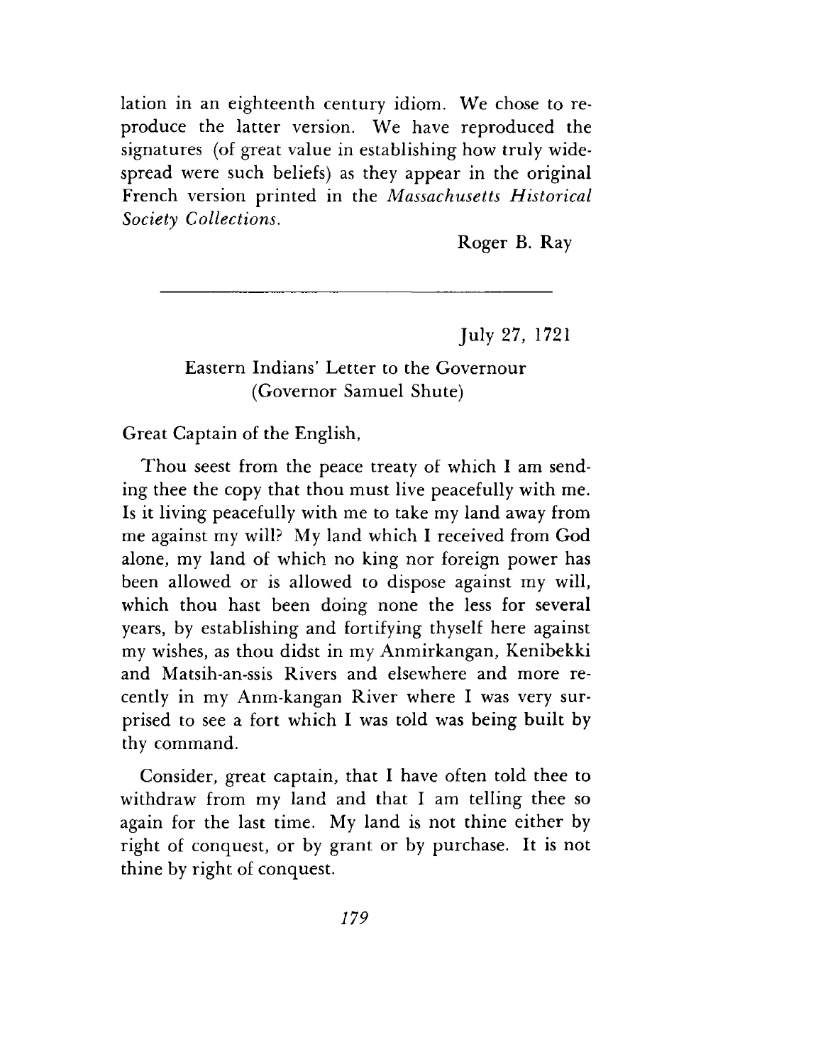lation in an eighteenth century idiom. We chose to reproduce the latter version. We have reproduced the signatures (of great value in establishing how truly widespread were such beliefs) as they appear in the original French version printed in the *Massachusetts Historical Society Collections.*

Roger B. Ray

---

July 27, 1721

Eastern Indians' Letter to the Governour
(Governor Samuel Shute)

Great Captain of the English,

Thou seest from the peace treaty of which I am sending thee the copy that thou must live peacefully with me. Is it living peacefully with me to take my land away from me against my will? My land which I received from God alone, my land of which no king nor foreign power has been allowed or is allowed to dispose against my will, which thou hast been doing none the less for several years, by establishing and fortifying thyself here against my wishes, as thou didst in my Anmirkangan, Kenibekki and Matsih-an-ssis Rivers and elsewhere and more recently in my Anm-kangan River where I was very surprised to see a fort which I was told was being built by thy command.

Consider, great captain, that I have often told thee to withdraw from my land and that I am telling thee so again for the last time. My land is not thine either by right of conquest, or by grant or by purchase. It is not thine by right of conquest.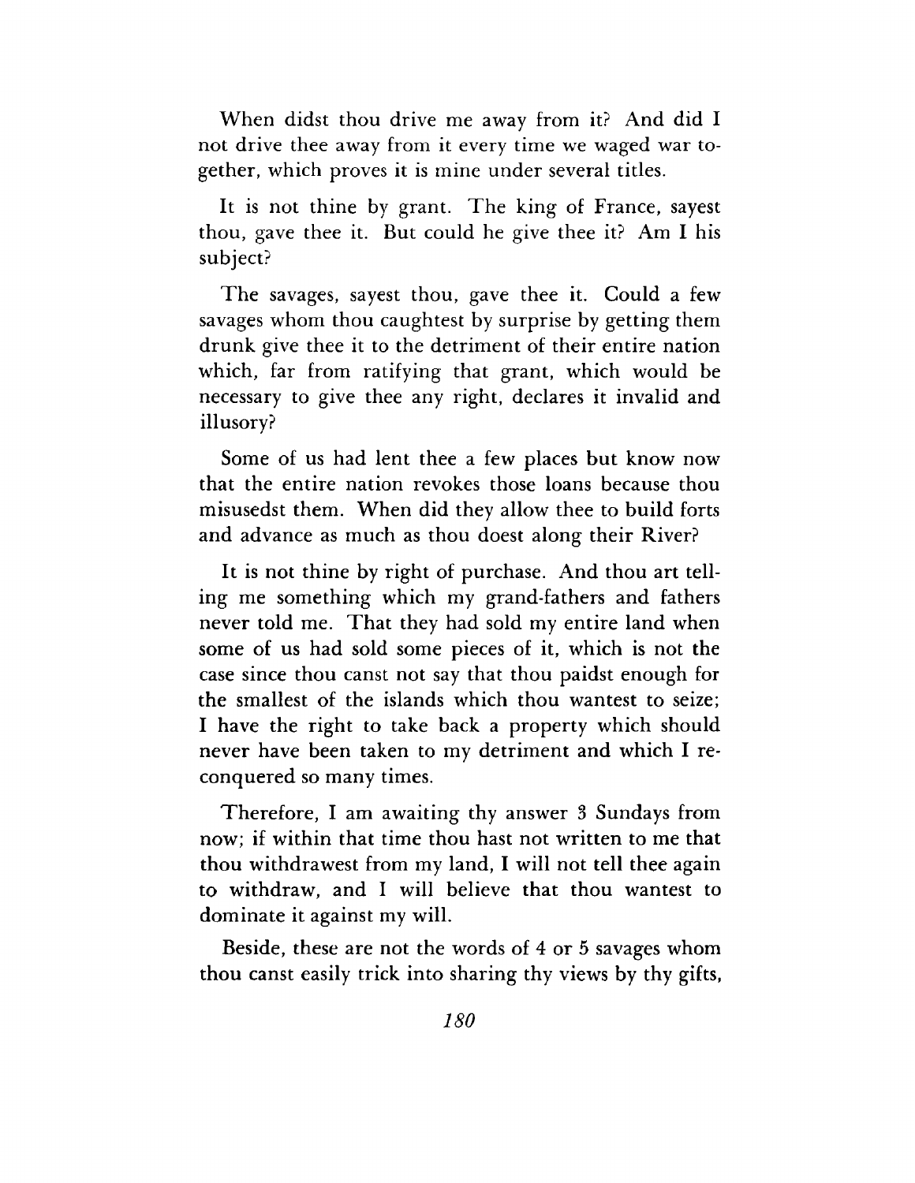When didst thou drive me away from it? And did I not drive thee away from it every time we waged war together, which proves it is mine under several titles.

It is not thine by grant. The king of France, sayest thou, gave thee it. But could he give thee it? Am I his subject?

The savages, sayest thou, gave thee it. Could a few savages whom thou caughtest by surprise by getting them drunk give thee it to the detriment of their entire nation which, far from ratifying that grant, which would be necessary to give thee any right, declares it invalid and illusory?

Some of us had lent thee a few places but know now that the entire nation revokes those loans because thou misusedst them. When did they allow thee to build forts and advance as much as thou doest along their River?

It is not thine by right of purchase. And thou art telling me something which my grand-fathers and fathers never told me. That they had sold my entire land when some of us had sold some pieces of it, which is not the case since thou canst not say that thou paidst enough for the smallest of the islands which thou wantest to seize; I have the right to take back a property which should never have been taken to my detriment and which I reconquered so many times.

Therefore, I am awaiting thy answer 3 Sundays from now; if within that time thou hast not written to me that thou withdrawest from my land, I will not tell thee again to withdraw, and I will believe that thou wantest to dominate it against my will.

Beside, these are not the words of 4 or 5 savages whom thou canst easily trick into sharing thy views by thy gifts,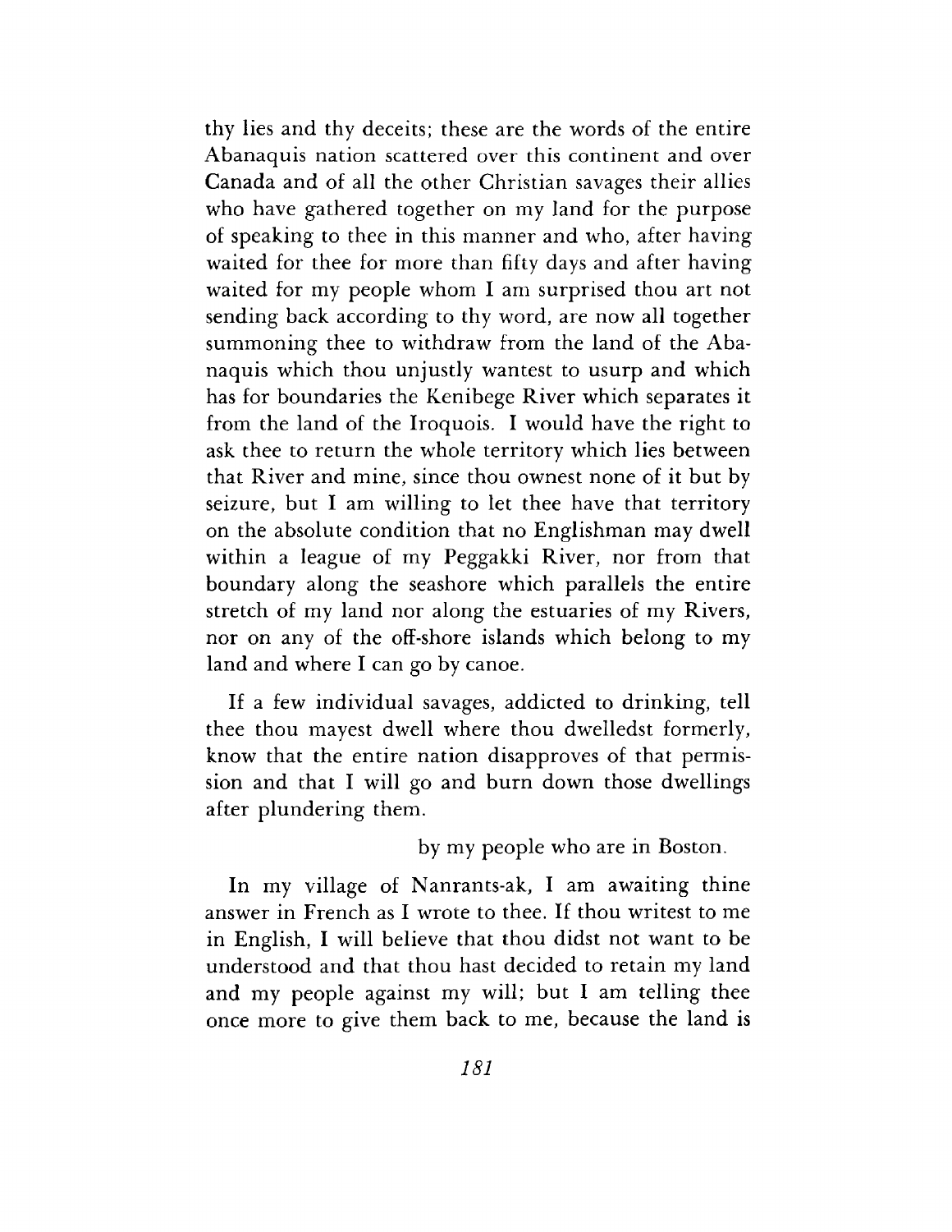thy lies and thy deceits; these are the words of the entire Abanaquis nation scattered over this continent and over Canada and of all the other Christian savages their allies who have gathered together on my land for the purpose of speaking to thee in this manner and who, after having waited for thee for more than fifty days and after having waited for my people whom I am surprised thou art not sending back according to thy word, are now all together summoning thee to withdraw from the land of the Abanaquis which thou unjustly wantest to usurp and which has for boundaries the Kenibege River which separates it from the land of the Iroquois. I would have the right to ask thee to return the whole territory which lies between that River and mine, since thou ownest none of it but by seizure, but I am willing to let thee have that territory on the absolute condition that no Englishman may dwell within a league of my Peggakki River, nor from that boundary along the seashore which parallels the entire stretch of my land nor along the estuaries of my Rivers, nor on any of the off-shore islands which belong to my land and where I can go by canoe.

If a few individual savages, addicted to drinking, tell thee thou mayest dwell where thou dwelledst formerly, know that the entire nation disapproves of that permission and that I will go and burn down those dwellings after plundering them.

by my people who are in Boston.

In my village of Nanrants-ak, I am awaiting thine answer in French as I wrote to thee. If thou writest to me in English, I will believe that thou didst not want to be understood and that thou hast decided to retain my land and my people against my will; but I am telling thee once more to give them back to me, because the land is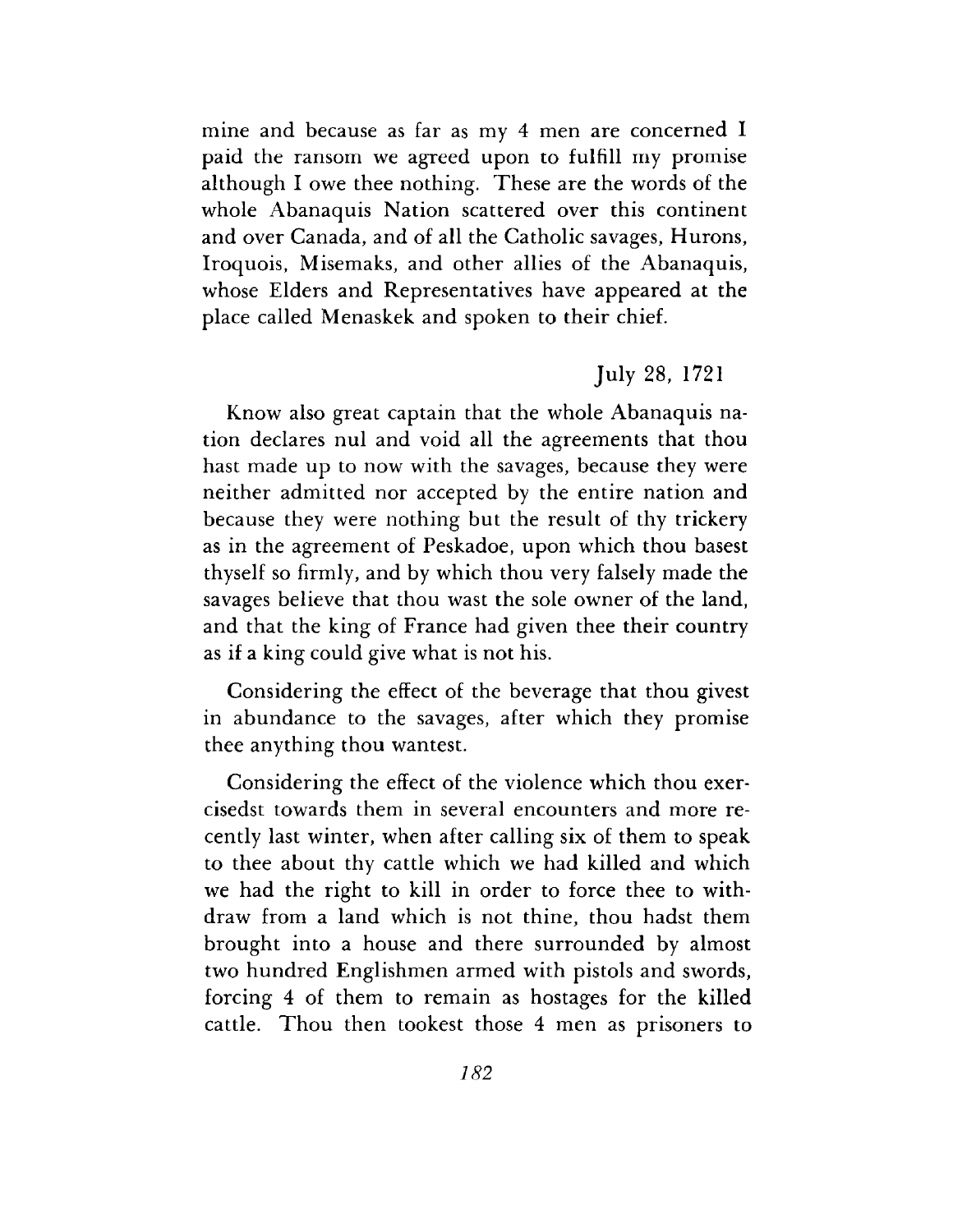mine and because as far as my 4 men are concerned I paid the ransom we agreed upon to fulfill my promise although I owe thee nothing. These are the words of the whole Abanaquis Nation scattered over this continent and over Canada, and of all the Catholic savages, Hurons, Iroquois, Misemaks, and other allies of the Abanaquis, whose Elders and Representatives have appeared at the place called Menaskek and spoken to their chief.

July 28, 1721

Know also great captain that the whole Abanaquis nation declares nul and void all the agreements that thou hast made up to now with the savages, because they were neither admitted nor accepted by the entire nation and because they were nothing but the result of thy trickery as in the agreement of Peskadoe, upon which thou basest thyself so firmly, and by which thou very falsely made the savages believe that thou wast the sole owner of the land, and that the king of France had given thee their country as if a king could give what is not his.

Considering the effect of the beverage that thou givest in abundance to the savages, after which they promise thee anything thou wantest.

Considering the effect of the violence which thou exercisedst towards them in several encounters and more recently last winter, when after calling six of them to speak to thee about thy cattle which we had killed and which we had the right to kill in order to force thee to withdraw from a land which is not thine, thou hadst them brought into a house and there surrounded by almost two hundred Englishmen armed with pistols and swords, forcing 4 of them to remain as hostages for the killed cattle. Thou then tookest those 4 men as prisoners to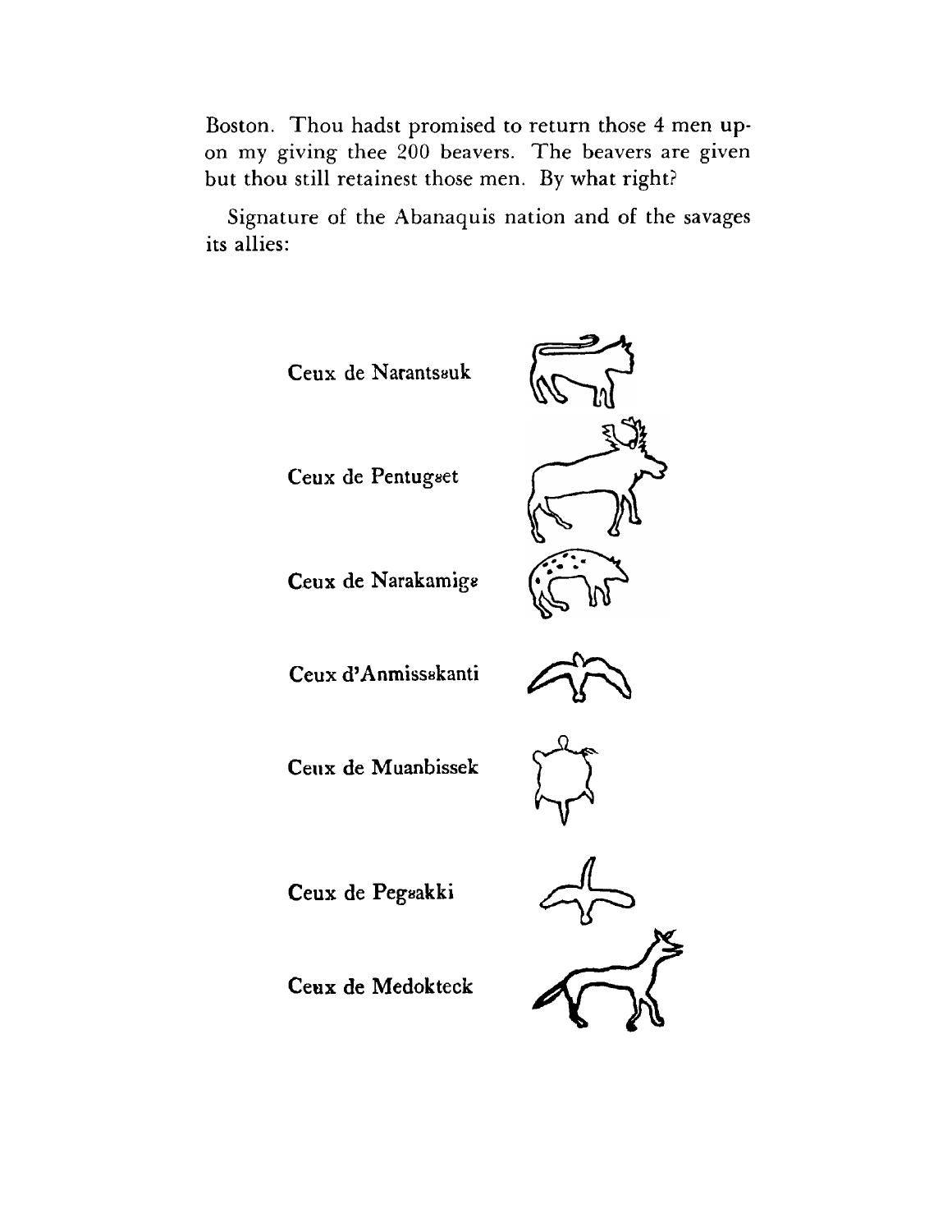Boston. Thou hadst promised to return those 4 men upon my giving thee 200 beavers. The beavers are given but thou still retainest those men. By what right?

Signature of the Abanaquis nation and of the savages its allies:

Ceux de Narantsȣuk

Ceux de Pentugȣet

Ceux de Narakamigȣ

Ceux d'Anmissȣkanti

Ceux de Muanbissek

Ceux de Pegȣakki

Ceux de Medokteck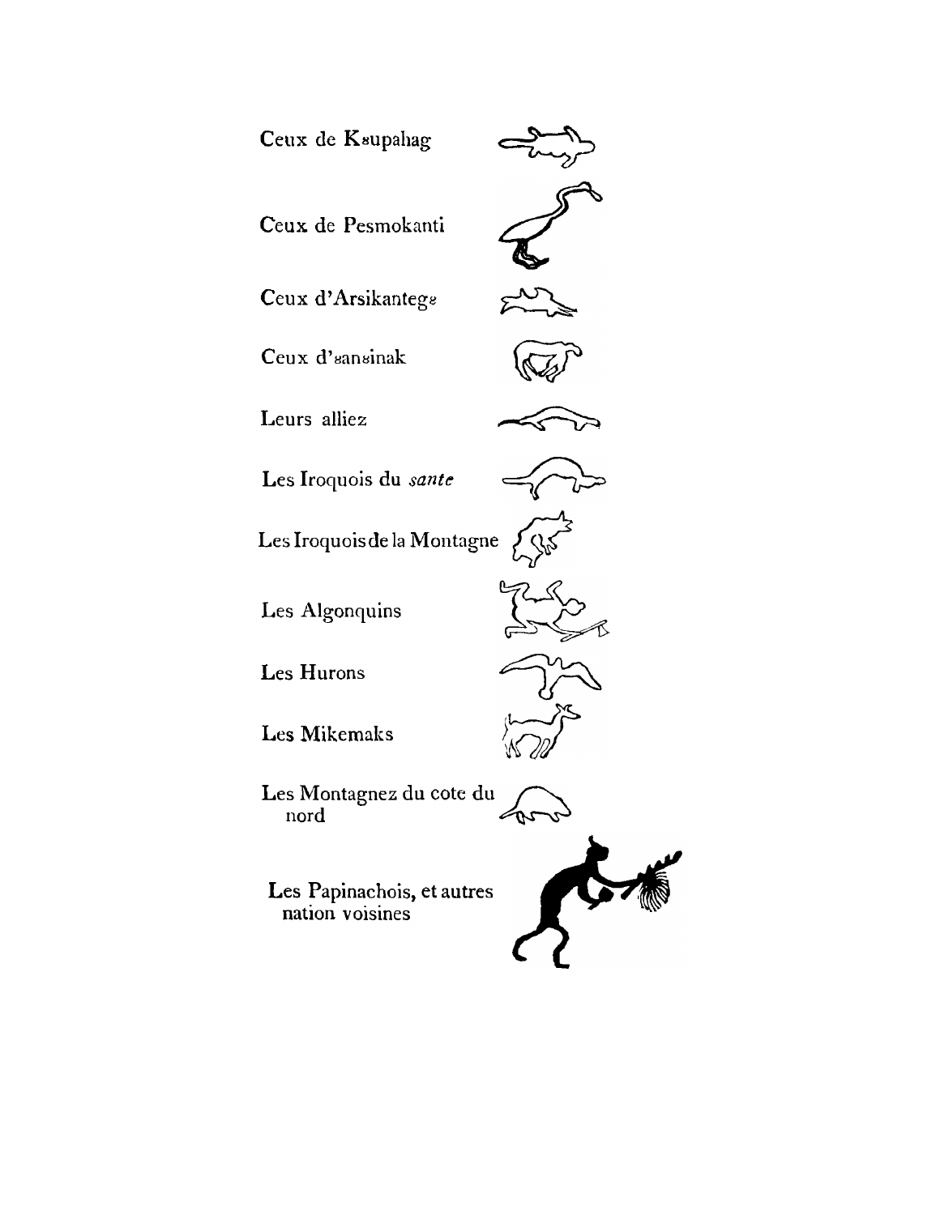Ceux de Kȣpahag

Ceux de Pesmokanti

Ceux d'Arsikantegȣ

Ceux d'ȣanȣinak

Leurs alliez

Les Iroquois du *sante*

Les Iroquois de la Montagne

Les Algonquins

Les Hurons

Les Mikemaks

Les Montagnez du cote du nord

Les Papinachois, et autres nation voisines